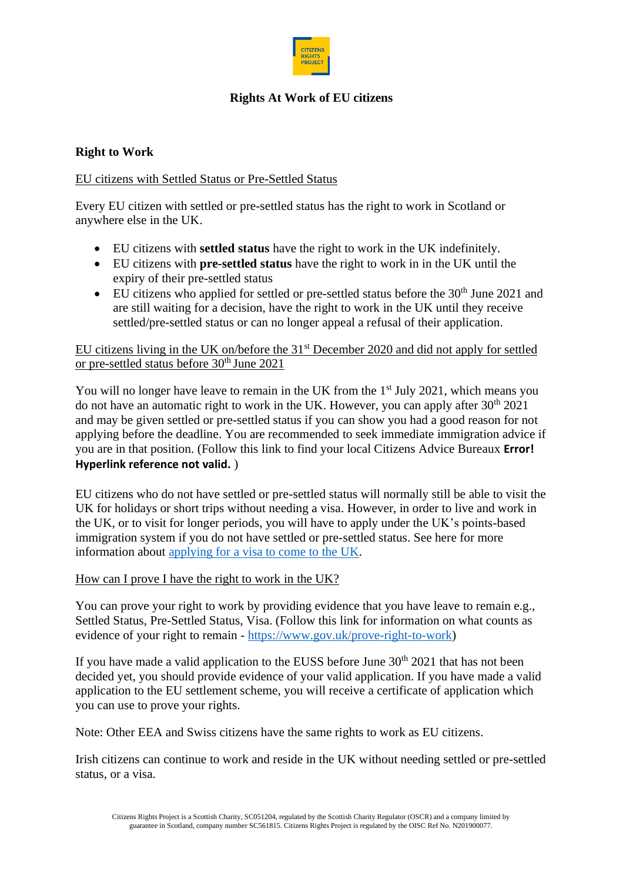# Rights At Work of EU citizens

## Right to Work

EU citizens with Settled Status or Pre-Settled Status

Every EU citizen with settled or pre-settled status has the right to work in Scotland or anywhere else in the UK.

- EU citizens with **settled status** have the right to work in the UK indefinitely.
- EU citizens with **pre-settled status** have the right to work in in the UK until the expiry of their pre-settled status
- EU citizens who applied for settled or pre-settled status before the 30th June 2021 and are still waiting for a decision, have the right to work in the UK until they receive settled/pre-settled status or can no longer appeal a refusal of their application.

EU citizens living in the UK on/before the 31st December 2020 and did not apply for settled or pre-settled status before 30th June 2021

You will no longer have leave to remain in the UK from the 1st July 2021, which means you do not have an automatic right to work in the UK. However, you can apply after 30th 2021 and may be given settled or pre-settled status if you can show you had a good reason for not applying before the deadline. You are recommended to seek immediate immigration advice if you are in that position. (Follow this link to find your local Citizens Advice Bureaux **Error! Hyperlink reference not valid.** )

EU citizens who do not have settled or pre-settled status will normally still be able to visit the UK for holidays or short trips without needing a visa. However, in order to live and work in the UK, or to visit for longer periods, you will have to apply under the UK's points-based immigration system if you do not have settled or pre-settled status. See here for more information about applying for a visa to come to the UK.

How can I prove I have the right to work in the UK?

You can prove your right to work by providing evidence that you have leave to remain e.g., Settled Status, Pre-Settled Status, Visa. (Follow this link for information on what counts as evidence of your right to remain - https://www.gov.uk/prove-right-to-work)

If you have made a valid application to the EUSS before June 30th 2021 that has not been decided yet, you should provide evidence of your valid application. If you have made a valid application to the EU settlement scheme, you will receive a certificate of application which you can use to prove your rights.

Note: Other EEA and Swiss citizens have the same rights to work as EU citizens.

Irish citizens can continue to work and reside in the UK without needing settled or pre-settled status, or a visa.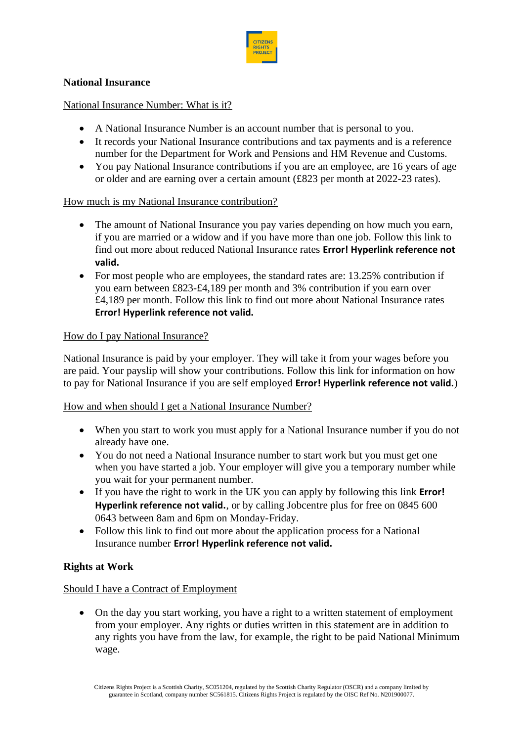**National Insurance**

National Insurance Number: What is it?

- A National Insurance Number is an account number that is personal to you.
- It records your National Insurance contributions and tax payments and is a reference number for the Department for Work and Pensions and HM Revenue and Customs.
- You pay National Insurance contributions if you are an employee, are 16 years of age or older and are earning over a certain amount (£823 per month at 2022-23 rates).

How much is my National Insurance contribution?

- The amount of National Insurance you pay varies depending on how much you earn, if you are married or a widow and if you have more than one job. Follow this link to find out more about reduced National Insurance rates **Error! Hyperlink reference not valid.**
- For most people who are employees, the standard rates are: 13.25% contribution if you earn between £823-£4,189 per month and 3% contribution if you earn over £4,189 per month. Follow this link to find out more about National Insurance rates **Error! Hyperlink reference not valid.**

How do I pay National Insurance?

National Insurance is paid by your employer. They will take it from your wages before you are paid. Your payslip will show your contributions. Follow this link for information on how to pay for National Insurance if you are self employed **Error! Hyperlink reference not valid.**)

How and when should I get a National Insurance Number?

- When you start to work you must apply for a National Insurance number if you do not already have one.
- You do not need a National Insurance number to start work but you must get one when you have started a job. Your employer will give you a temporary number while you wait for your permanent number.
- If you have the right to work in the UK you can apply by following this link **Error! Hyperlink reference not valid.**, or by calling Jobcentre plus for free on 0845 600 0643 between 8am and 6pm on Monday-Friday.
- Follow this link to find out more about the application process for a National Insurance number **Error! Hyperlink reference not valid.**

**Rights at Work**

Should I have a Contract of Employment

- On the day you start working, you have a right to a written statement of employment from your employer. Any rights or duties written in this statement are in addition to any rights you have from the law, for example, the right to be paid National Minimum wage.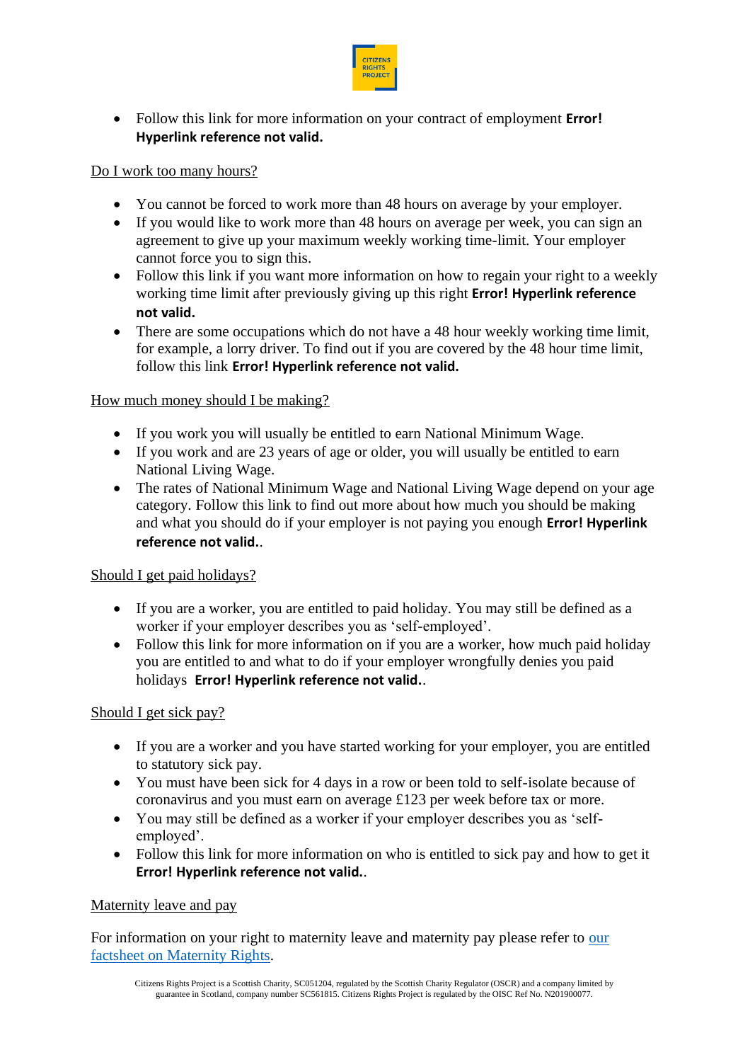- Follow this link for more information on your contract of employment **Error! Hyperlink reference not valid.**

<u>Do I work too many hours?</u>

- You cannot be forced to work more than 48 hours on average by your employer.
- If you would like to work more than 48 hours on average per week, you can sign an agreement to give up your maximum weekly working time-limit. Your employer cannot force you to sign this.
- Follow this link if you want more information on how to regain your right to a weekly working time limit after previously giving up this right **Error! Hyperlink reference not valid.**
- There are some occupations which do not have a 48 hour weekly working time limit, for example, a lorry driver. To find out if you are covered by the 48 hour time limit, follow this link **Error! Hyperlink reference not valid.**

<u>How much money should I be making?</u>

- If you work you will usually be entitled to earn National Minimum Wage.
- If you work and are 23 years of age or older, you will usually be entitled to earn National Living Wage.
- The rates of National Minimum Wage and National Living Wage depend on your age category. Follow this link to find out more about how much you should be making and what you should do if your employer is not paying you enough **Error! Hyperlink reference not valid.**.

<u>Should I get paid holidays?</u>

- If you are a worker, you are entitled to paid holiday. You may still be defined as a worker if your employer describes you as 'self-employed'.
- Follow this link for more information on if you are a worker, how much paid holiday you are entitled to and what to do if your employer wrongfully denies you paid holidays **Error! Hyperlink reference not valid.**.

<u>Should I get sick pay?</u>

- If you are a worker and you have started working for your employer, you are entitled to statutory sick pay.
- You must have been sick for 4 days in a row or been told to self-isolate because of coronavirus and you must earn on average £123 per week before tax or more.
- You may still be defined as a worker if your employer describes you as 'self-employed'.
- Follow this link for more information on who is entitled to sick pay and how to get it **Error! Hyperlink reference not valid.**.

<u>Maternity leave and pay</u>

For information on your right to maternity leave and maternity pay please refer to [our factsheet on Maternity Rights](#).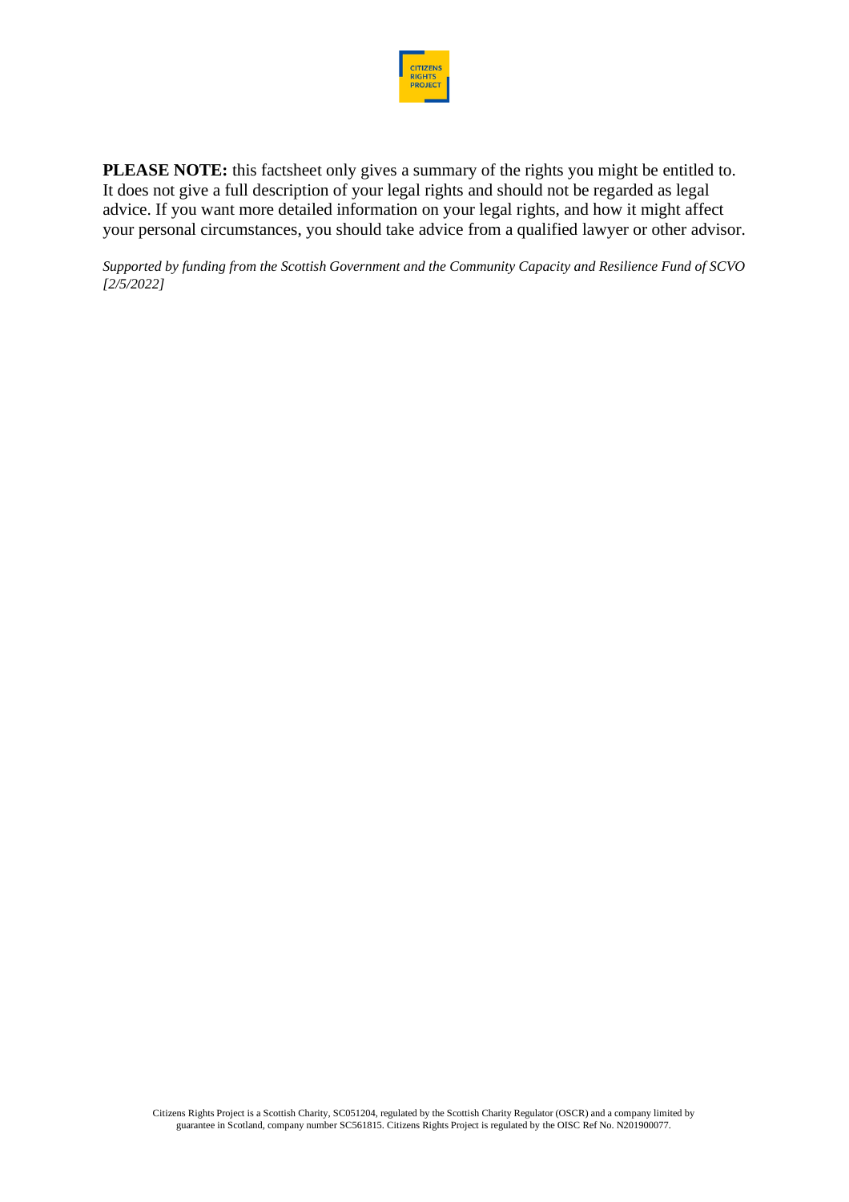**PLEASE NOTE:** this factsheet only gives a summary of the rights you might be entitled to. It does not give a full description of your legal rights and should not be regarded as legal advice. If you want more detailed information on your legal rights, and how it might affect your personal circumstances, you should take advice from a qualified lawyer or other advisor.

*Supported by funding from the Scottish Government and the Community Capacity and Resilience Fund of SCVO [2/5/2022]*

Citizens Rights Project is a Scottish Charity, SC051204, regulated by the Scottish Charity Regulator (OSCR) and a company limited by guarantee in Scotland, company number SC561815. Citizens Rights Project is regulated by the OISC Ref No. N201900077.